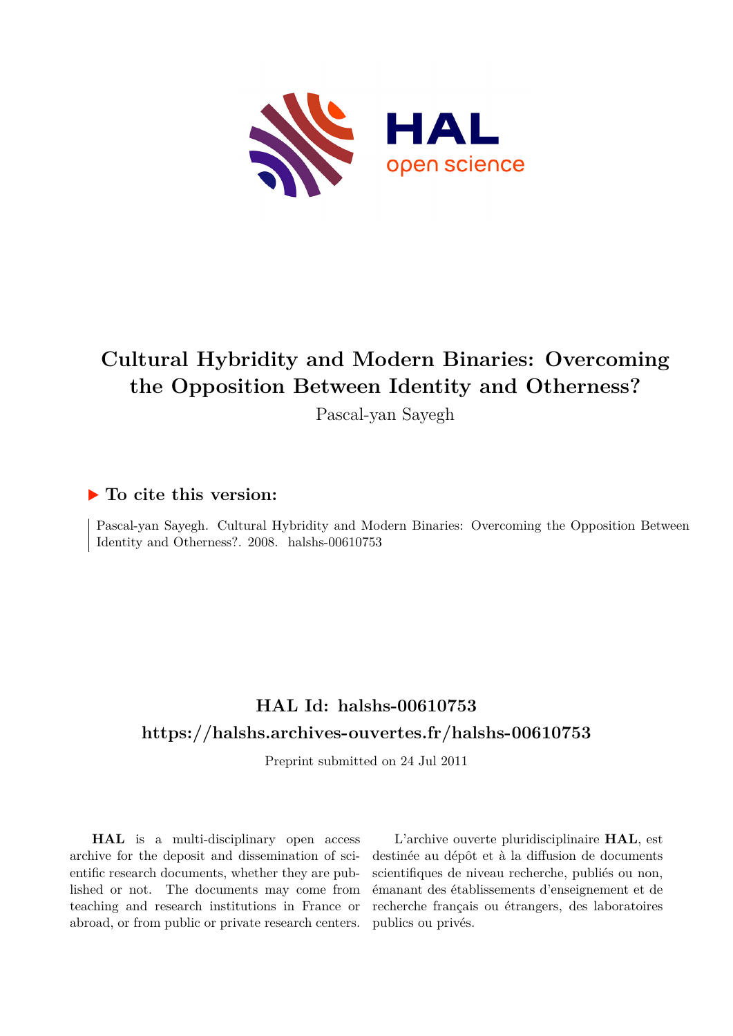# Cultural Hybridity and Modern Binaries: Overcoming the Opposition Between Identity and Otherness?

Pascal-yan Sayegh

## ▶ To cite this version:

Pascal-yan Sayegh. Cultural Hybridity and Modern Binaries: Overcoming the Opposition Between Identity and Otherness?. 2008. halshs-00610753

## HAL Id: halshs-00610753
## https://halshs.archives-ouvertes.fr/halshs-00610753

Preprint submitted on 24 Jul 2011

**HAL** is a multi-disciplinary open access archive for the deposit and dissemination of scientific research documents, whether they are published or not. The documents may come from teaching and research institutions in France or abroad, or from public or private research centers.

L'archive ouverte pluridisciplinaire **HAL**, est destinée au dépôt et à la diffusion de documents scientifiques de niveau recherche, publiés ou non, émanant des établissements d'enseignement et de recherche français ou étrangers, des laboratoires publics ou privés.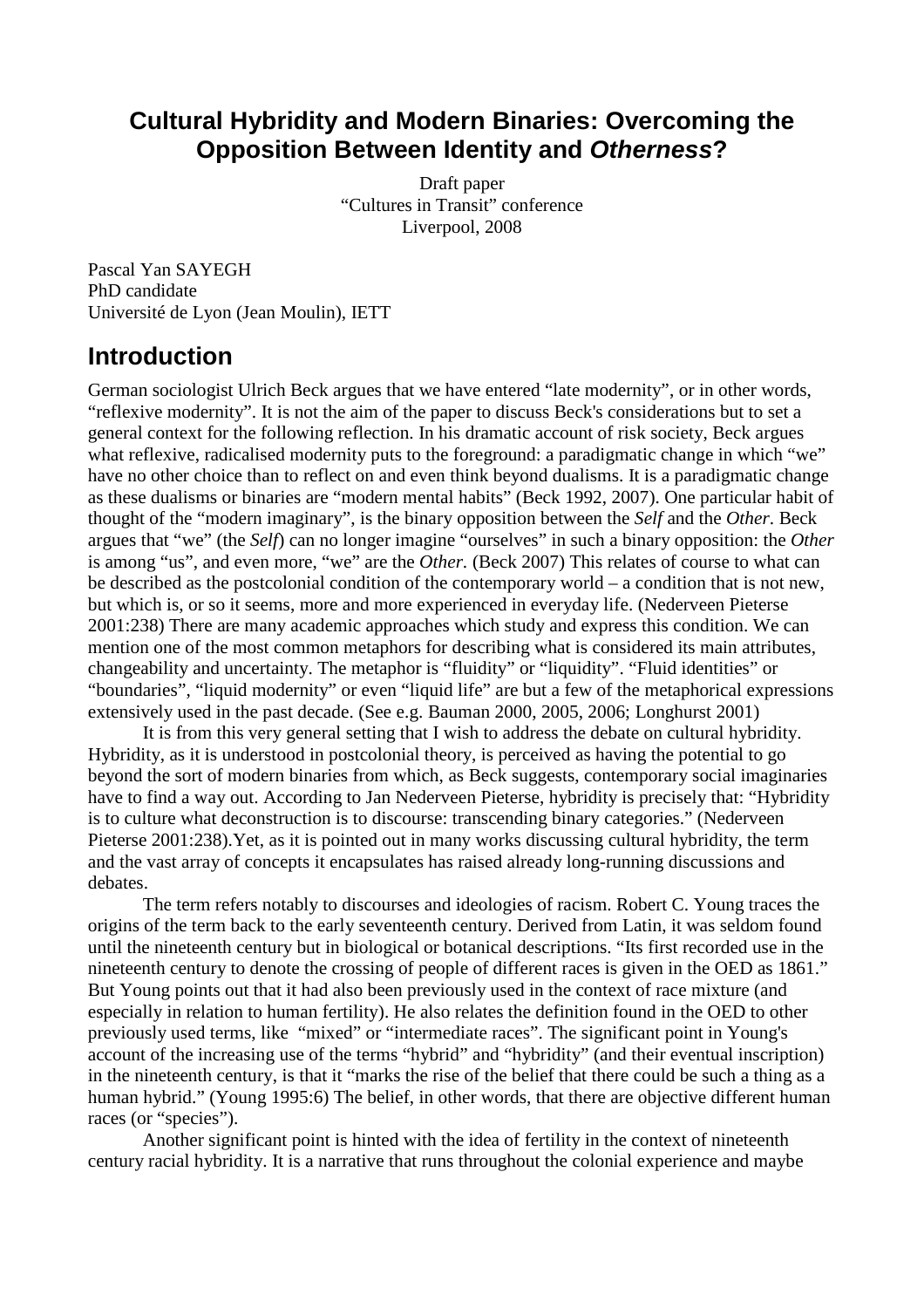# Cultural Hybridity and Modern Binaries: Overcoming the Opposition Between Identity and *Otherness*?

Draft paper
"Cultures in Transit" conference
Liverpool, 2008

Pascal Yan SAYEGH
PhD candidate
Université de Lyon (Jean Moulin), IETT

## Introduction

German sociologist Ulrich Beck argues that we have entered "late modernity", or in other words, "reflexive modernity". It is not the aim of the paper to discuss Beck's considerations but to set a general context for the following reflection. In his dramatic account of risk society, Beck argues what reflexive, radicalised modernity puts to the foreground: a paradigmatic change in which "we" have no other choice than to reflect on and even think beyond dualisms. It is a paradigmatic change as these dualisms or binaries are "modern mental habits" (Beck 1992, 2007). One particular habit of thought of the "modern imaginary", is the binary opposition between the *Self* and the *Other.* Beck argues that "we" (the *Self*) can no longer imagine "ourselves" in such a binary opposition: the *Other* is among "us", and even more, "we" are the *Other.* (Beck 2007) This relates of course to what can be described as the postcolonial condition of the contemporary world – a condition that is not new, but which is, or so it seems, more and more experienced in everyday life. (Nederveen Pieterse 2001:238) There are many academic approaches which study and express this condition. We can mention one of the most common metaphors for describing what is considered its main attributes, changeability and uncertainty. The metaphor is "fluidity" or "liquidity". "Fluid identities" or "boundaries", "liquid modernity" or even "liquid life" are but a few of the metaphorical expressions extensively used in the past decade. (See e.g. Bauman 2000, 2005, 2006; Longhurst 2001)

It is from this very general setting that I wish to address the debate on cultural hybridity. Hybridity, as it is understood in postcolonial theory, is perceived as having the potential to go beyond the sort of modern binaries from which, as Beck suggests, contemporary social imaginaries have to find a way out. According to Jan Nederveen Pieterse, hybridity is precisely that: "Hybridity is to culture what deconstruction is to discourse: transcending binary categories." (Nederveen Pieterse 2001:238).Yet, as it is pointed out in many works discussing cultural hybridity, the term and the vast array of concepts it encapsulates has raised already long-running discussions and debates.

The term refers notably to discourses and ideologies of racism. Robert C. Young traces the origins of the term back to the early seventeenth century. Derived from Latin, it was seldom found until the nineteenth century but in biological or botanical descriptions. "Its first recorded use in the nineteenth century to denote the crossing of people of different races is given in the OED as 1861." But Young points out that it had also been previously used in the context of race mixture (and especially in relation to human fertility). He also relates the definition found in the OED to other previously used terms, like "mixed" or "intermediate races". The significant point in Young's account of the increasing use of the terms "hybrid" and "hybridity" (and their eventual inscription) in the nineteenth century, is that it "marks the rise of the belief that there could be such a thing as a human hybrid." (Young 1995:6) The belief, in other words, that there are objective different human races (or "species").

Another significant point is hinted with the idea of fertility in the context of nineteenth century racial hybridity. It is a narrative that runs throughout the colonial experience and maybe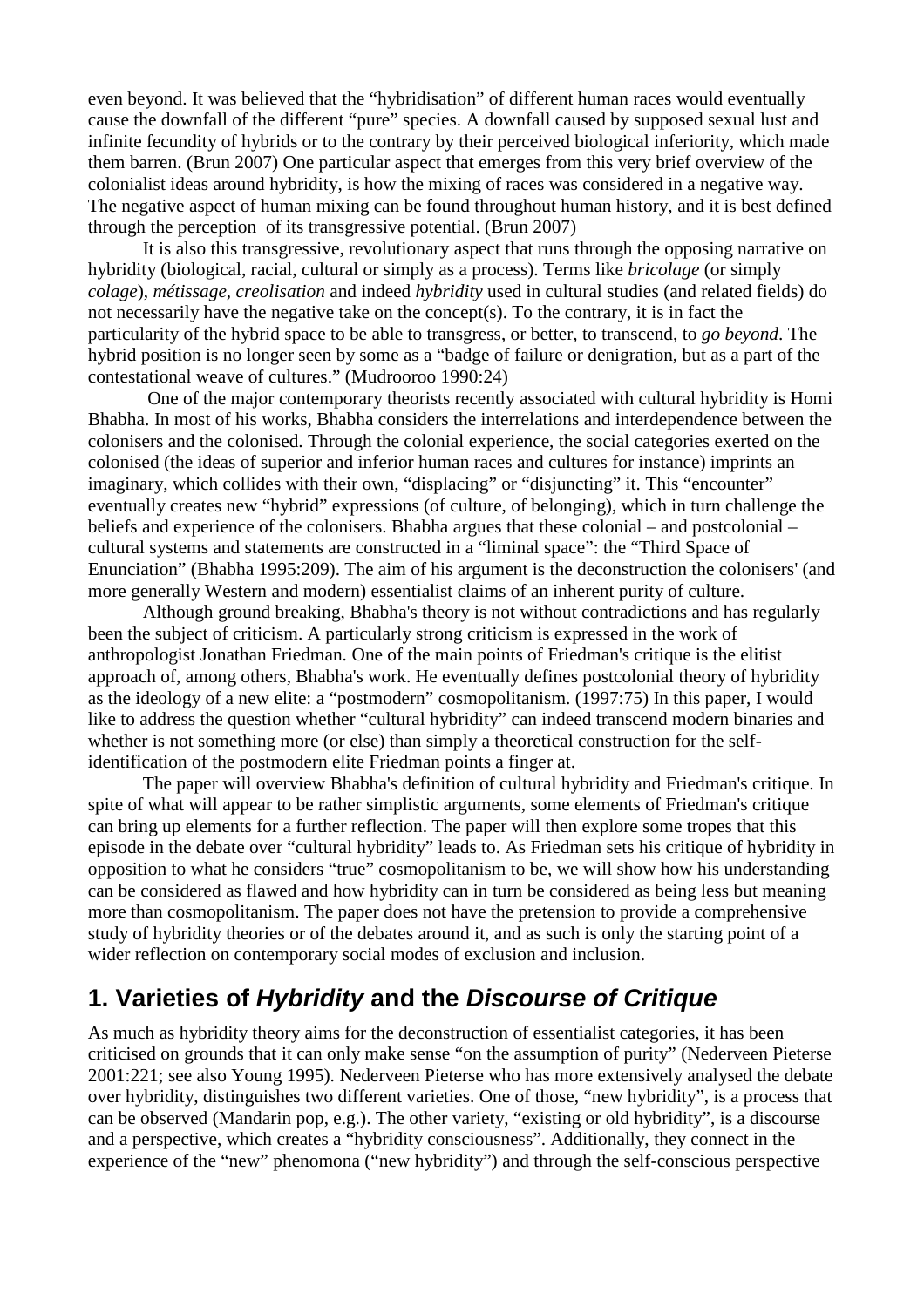even beyond. It was believed that the "hybridisation" of different human races would eventually cause the downfall of the different "pure" species. A downfall caused by supposed sexual lust and infinite fecundity of hybrids or to the contrary by their perceived biological inferiority, which made them barren. (Brun 2007) One particular aspect that emerges from this very brief overview of the colonialist ideas around hybridity, is how the mixing of races was considered in a negative way. The negative aspect of human mixing can be found throughout human history, and it is best defined through the perception of its transgressive potential. (Brun 2007)

It is also this transgressive, revolutionary aspect that runs through the opposing narrative on hybridity (biological, racial, cultural or simply as a process). Terms like *bricolage* (or simply *colage*), *métissage*, *creolisation* and indeed *hybridity* used in cultural studies (and related fields) do not necessarily have the negative take on the concept(s). To the contrary, it is in fact the particularity of the hybrid space to be able to transgress, or better, to transcend, to *go beyond*. The hybrid position is no longer seen by some as a "badge of failure or denigration, but as a part of the contestational weave of cultures." (Mudrooroo 1990:24)

One of the major contemporary theorists recently associated with cultural hybridity is Homi Bhabha. In most of his works, Bhabha considers the interrelations and interdependence between the colonisers and the colonised. Through the colonial experience, the social categories exerted on the colonised (the ideas of superior and inferior human races and cultures for instance) imprints an imaginary, which collides with their own, "displacing" or "disjuncting" it. This "encounter" eventually creates new "hybrid" expressions (of culture, of belonging), which in turn challenge the beliefs and experience of the colonisers. Bhabha argues that these colonial – and postcolonial – cultural systems and statements are constructed in a "liminal space": the "Third Space of Enunciation" (Bhabha 1995:209). The aim of his argument is the deconstruction the colonisers' (and more generally Western and modern) essentialist claims of an inherent purity of culture.

Although ground breaking, Bhabha's theory is not without contradictions and has regularly been the subject of criticism. A particularly strong criticism is expressed in the work of anthropologist Jonathan Friedman. One of the main points of Friedman's critique is the elitist approach of, among others, Bhabha's work. He eventually defines postcolonial theory of hybridity as the ideology of a new elite: a "postmodern" cosmopolitanism. (1997:75) In this paper, I would like to address the question whether "cultural hybridity" can indeed transcend modern binaries and whether is not something more (or else) than simply a theoretical construction for the self-identification of the postmodern elite Friedman points a finger at.

The paper will overview Bhabha's definition of cultural hybridity and Friedman's critique. In spite of what will appear to be rather simplistic arguments, some elements of Friedman's critique can bring up elements for a further reflection. The paper will then explore some tropes that this episode in the debate over "cultural hybridity" leads to. As Friedman sets his critique of hybridity in opposition to what he considers "true" cosmopolitanism to be, we will show how his understanding can be considered as flawed and how hybridity can in turn be considered as being less but meaning more than cosmopolitanism. The paper does not have the pretension to provide a comprehensive study of hybridity theories or of the debates around it, and as such is only the starting point of a wider reflection on contemporary social modes of exclusion and inclusion.

## 1. Varieties of *Hybridity* and the *Discourse of Critique*

As much as hybridity theory aims for the deconstruction of essentialist categories, it has been criticised on grounds that it can only make sense "on the assumption of purity" (Nederveen Pieterse 2001:221; see also Young 1995). Nederveen Pieterse who has more extensively analysed the debate over hybridity, distinguishes two different varieties. One of those, "new hybridity", is a process that can be observed (Mandarin pop, e.g.). The other variety, "existing or old hybridity", is a discourse and a perspective, which creates a "hybridity consciousness". Additionally, they connect in the experience of the "new" phenomona ("new hybridity") and through the self-conscious perspective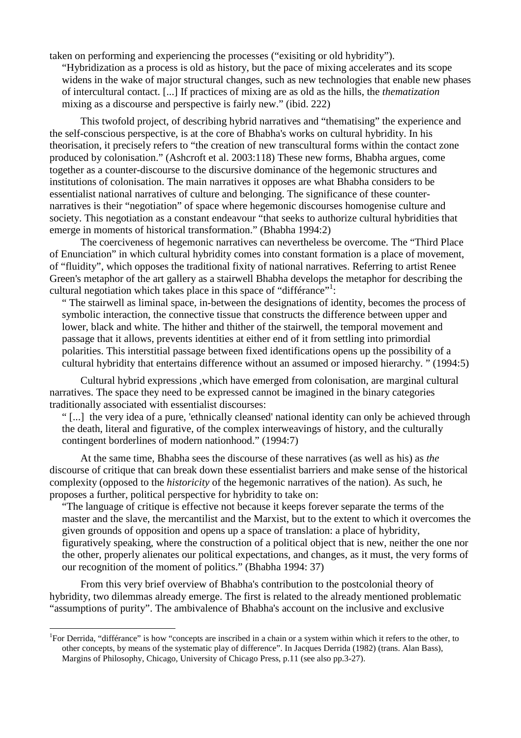taken on performing and experiencing the processes ("exisiting or old hybridity").

> "Hybridization as a process is old as history, but the pace of mixing accelerates and its scope widens in the wake of major structural changes, such as new technologies that enable new phases of intercultural contact. [...] If practices of mixing are as old as the hills, the *thematization* mixing as a discourse and perspective is fairly new." (ibid. 222)

This twofold project, of describing hybrid narratives and "thematising" the experience and the self-conscious perspective, is at the core of Bhabha's works on cultural hybridity. In his theorisation, it precisely refers to "the creation of new transcultural forms within the contact zone produced by colonisation." (Ashcroft et al. 2003:118) These new forms, Bhabha argues, come together as a counter-discourse to the discursive dominance of the hegemonic structures and institutions of colonisation. The main narratives it opposes are what Bhabha considers to be essentialist national narratives of culture and belonging. The significance of these counter-narratives is their "negotiation" of space where hegemonic discourses homogenise culture and society. This negotiation as a constant endeavour "that seeks to authorize cultural hybridities that emerge in moments of historical transformation." (Bhabha 1994:2)

The coerciveness of hegemonic narratives can nevertheless be overcome. The "Third Place of Enunciation" in which cultural hybridity comes into constant formation is a place of movement, of "fluidity", which opposes the traditional fixity of national narratives. Referring to artist Renee Green's metaphor of the art gallery as a stairwell Bhabha develops the metaphor for describing the cultural negotiation which takes place in this space of "différance"[1]:

> " The stairwell as liminal space, in-between the designations of identity, becomes the process of symbolic interaction, the connective tissue that constructs the difference between upper and lower, black and white. The hither and thither of the stairwell, the temporal movement and passage that it allows, prevents identities at either end of it from settling into primordial polarities. This interstitial passage between fixed identifications opens up the possibility of a cultural hybridity that entertains difference without an assumed or imposed hierarchy. " (1994:5)

Cultural hybrid expressions ,which have emerged from colonisation, are marginal cultural narratives. The space they need to be expressed cannot be imagined in the binary categories traditionally associated with essentialist discourses:

> " [...] the very idea of a pure, 'ethnically cleansed' national identity can only be achieved through the death, literal and figurative, of the complex interweavings of history, and the culturally contingent borderlines of modern nationhood." (1994:7)

At the same time, Bhabha sees the discourse of these narratives (as well as his) as *the* discourse of critique that can break down these essentialist barriers and make sense of the historical complexity (opposed to the *historicity* of the hegemonic narratives of the nation). As such, he proposes a further, political perspective for hybridity to take on:

> "The language of critique is effective not because it keeps forever separate the terms of the master and the slave, the mercantilist and the Marxist, but to the extent to which it overcomes the given grounds of opposition and opens up a space of translation: a place of hybridity, figuratively speaking, where the construction of a political object that is new, neither the one nor the other, properly alienates our political expectations, and changes, as it must, the very forms of our recognition of the moment of politics." (Bhabha 1994: 37)

From this very brief overview of Bhabha's contribution to the postcolonial theory of hybridity, two dilemmas already emerge. The first is related to the already mentioned problematic "assumptions of purity". The ambivalence of Bhabha's account on the inclusive and exclusive

---

[1] For Derrida, "différance" is how "concepts are inscribed in a chain or a system within which it refers to the other, to other concepts, by means of the systematic play of difference". In Jacques Derrida (1982) (trans. Alan Bass), Margins of Philosophy, Chicago, University of Chicago Press, p.11 (see also pp.3-27).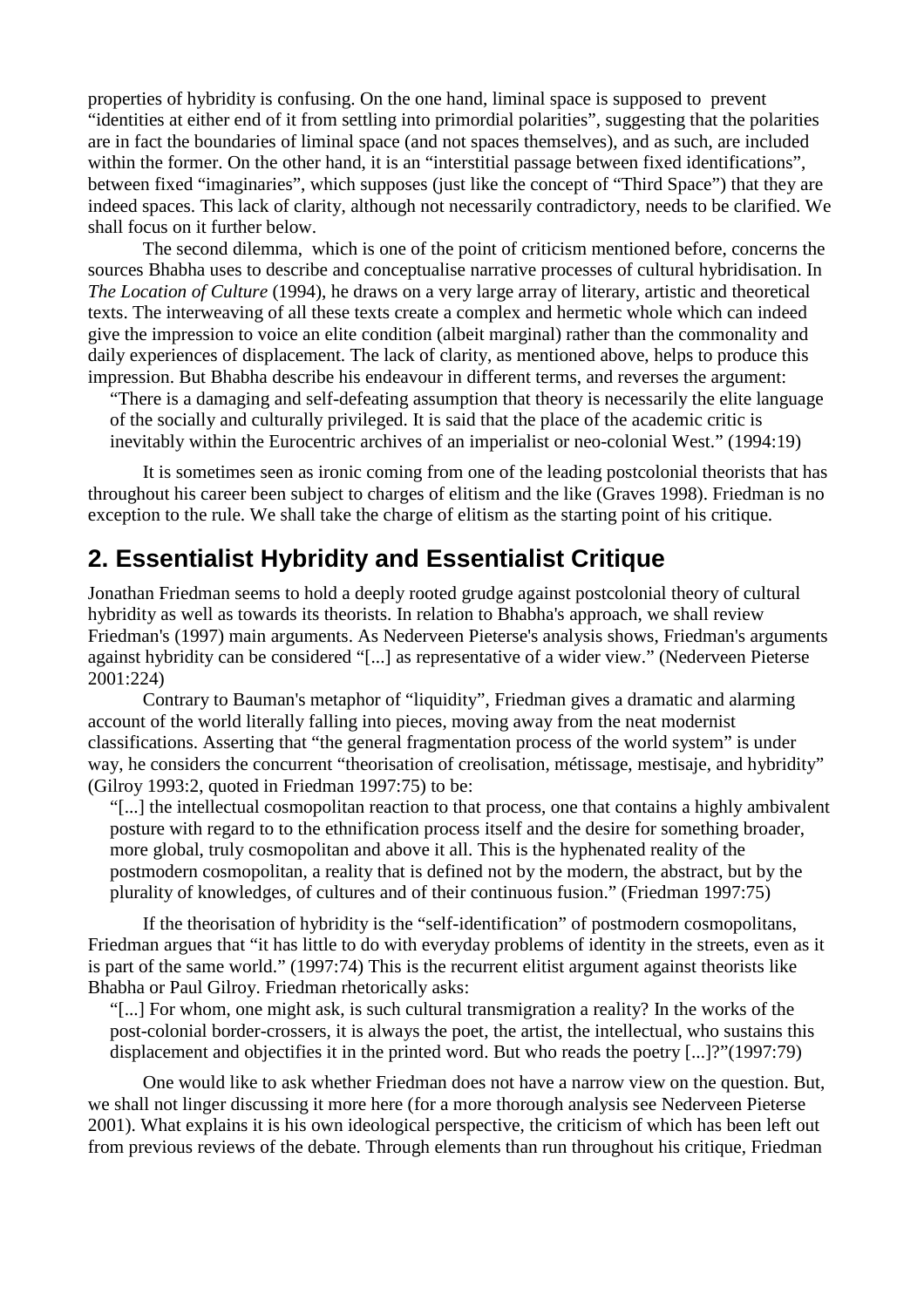properties of hybridity is confusing. On the one hand, liminal space is supposed to prevent "identities at either end of it from settling into primordial polarities", suggesting that the polarities are in fact the boundaries of liminal space (and not spaces themselves), and as such, are included within the former. On the other hand, it is an "interstitial passage between fixed identifications", between fixed "imaginaries", which supposes (just like the concept of "Third Space") that they are indeed spaces. This lack of clarity, although not necessarily contradictory, needs to be clarified. We shall focus on it further below.

The second dilemma, which is one of the point of criticism mentioned before, concerns the sources Bhabha uses to describe and conceptualise narrative processes of cultural hybridisation. In *The Location of Culture* (1994), he draws on a very large array of literary, artistic and theoretical texts. The interweaving of all these texts create a complex and hermetic whole which can indeed give the impression to voice an elite condition (albeit marginal) rather than the commonality and daily experiences of displacement. The lack of clarity, as mentioned above, helps to produce this impression. But Bhabha describe his endeavour in different terms, and reverses the argument:

> "There is a damaging and self-defeating assumption that theory is necessarily the elite language of the socially and culturally privileged. It is said that the place of the academic critic is inevitably within the Eurocentric archives of an imperialist or neo-colonial West." (1994:19)

It is sometimes seen as ironic coming from one of the leading postcolonial theorists that has throughout his career been subject to charges of elitism and the like (Graves 1998). Friedman is no exception to the rule. We shall take the charge of elitism as the starting point of his critique.

## 2. Essentialist Hybridity and Essentialist Critique

Jonathan Friedman seems to hold a deeply rooted grudge against postcolonial theory of cultural hybridity as well as towards its theorists. In relation to Bhabha's approach, we shall review Friedman's (1997) main arguments. As Nederveen Pieterse's analysis shows, Friedman's arguments against hybridity can be considered "[...] as representative of a wider view." (Nederveen Pieterse 2001:224)

Contrary to Bauman's metaphor of "liquidity", Friedman gives a dramatic and alarming account of the world literally falling into pieces, moving away from the neat modernist classifications. Asserting that "the general fragmentation process of the world system" is under way, he considers the concurrent "theorisation of creolisation, métissage, mestisaje, and hybridity" (Gilroy 1993:2, quoted in Friedman 1997:75) to be:

> "[...] the intellectual cosmopolitan reaction to that process, one that contains a highly ambivalent posture with regard to to the ethnification process itself and the desire for something broader, more global, truly cosmopolitan and above it all. This is the hyphenated reality of the postmodern cosmopolitan, a reality that is defined not by the modern, the abstract, but by the plurality of knowledges, of cultures and of their continuous fusion." (Friedman 1997:75)

If the theorisation of hybridity is the "self-identification" of postmodern cosmopolitans, Friedman argues that "it has little to do with everyday problems of identity in the streets, even as it is part of the same world." (1997:74) This is the recurrent elitist argument against theorists like Bhabha or Paul Gilroy. Friedman rhetorically asks:

> "[...] For whom, one might ask, is such cultural transmigration a reality? In the works of the post-colonial border-crossers, it is always the poet, the artist, the intellectual, who sustains this displacement and objectifies it in the printed word. But who reads the poetry [...]?"(1997:79)

One would like to ask whether Friedman does not have a narrow view on the question. But, we shall not linger discussing it more here (for a more thorough analysis see Nederveen Pieterse 2001). What explains it is his own ideological perspective, the criticism of which has been left out from previous reviews of the debate. Through elements than run throughout his critique, Friedman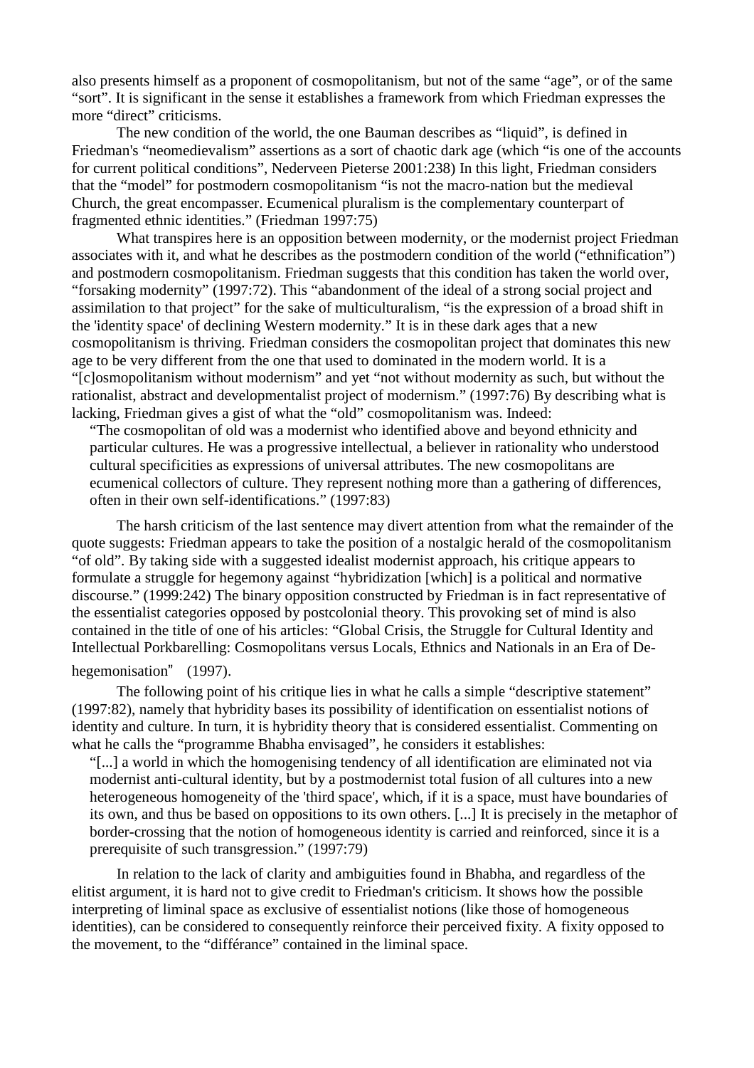also presents himself as a proponent of cosmopolitanism, but not of the same "age", or of the same "sort". It is significant in the sense it establishes a framework from which Friedman expresses the more "direct" criticisms.

The new condition of the world, the one Bauman describes as "liquid", is defined in Friedman's "neomedievalism" assertions as a sort of chaotic dark age (which "is one of the accounts for current political conditions", Nederveen Pieterse 2001:238) In this light, Friedman considers that the "model" for postmodern cosmopolitanism "is not the macro-nation but the medieval Church, the great encompasser. Ecumenical pluralism is the complementary counterpart of fragmented ethnic identities." (Friedman 1997:75)

What transpires here is an opposition between modernity, or the modernist project Friedman associates with it, and what he describes as the postmodern condition of the world ("ethnification") and postmodern cosmopolitanism. Friedman suggests that this condition has taken the world over, "forsaking modernity" (1997:72). This "abandonment of the ideal of a strong social project and assimilation to that project" for the sake of multiculturalism, "is the expression of a broad shift in the 'identity space' of declining Western modernity." It is in these dark ages that a new cosmopolitanism is thriving. Friedman considers the cosmopolitan project that dominates this new age to be very different from the one that used to dominated in the modern world. It is a "[c]osmopolitanism without modernism" and yet "not without modernity as such, but without the rationalist, abstract and developmentalist project of modernism." (1997:76) By describing what is lacking, Friedman gives a gist of what the "old" cosmopolitanism was. Indeed:

> "The cosmopolitan of old was a modernist who identified above and beyond ethnicity and particular cultures. He was a progressive intellectual, a believer in rationality who understood cultural specificities as expressions of universal attributes. The new cosmopolitans are ecumenical collectors of culture. They represent nothing more than a gathering of differences, often in their own self-identifications." (1997:83)

The harsh criticism of the last sentence may divert attention from what the remainder of the quote suggests: Friedman appears to take the position of a nostalgic herald of the cosmopolitanism "of old". By taking side with a suggested idealist modernist approach, his critique appears to formulate a struggle for hegemony against "hybridization [which] is a political and normative discourse." (1999:242) The binary opposition constructed by Friedman is in fact representative of the essentialist categories opposed by postcolonial theory. This provoking set of mind is also contained in the title of one of his articles: "Global Crisis, the Struggle for Cultural Identity and Intellectual Porkbarelling: Cosmopolitans versus Locals, Ethnics and Nationals in an Era of De-hegemonisation" (1997).

The following point of his critique lies in what he calls a simple "descriptive statement" (1997:82), namely that hybridity bases its possibility of identification on essentialist notions of identity and culture. In turn, it is hybridity theory that is considered essentialist. Commenting on what he calls the "programme Bhabha envisaged", he considers it establishes:

> "[...] a world in which the homogenising tendency of all identification are eliminated not via modernist anti-cultural identity, but by a postmodernist total fusion of all cultures into a new heterogeneous homogeneity of the 'third space', which, if it is a space, must have boundaries of its own, and thus be based on oppositions to its own others. [...] It is precisely in the metaphor of border-crossing that the notion of homogeneous identity is carried and reinforced, since it is a prerequisite of such transgression." (1997:79)

In relation to the lack of clarity and ambiguities found in Bhabha, and regardless of the elitist argument, it is hard not to give credit to Friedman's criticism. It shows how the possible interpreting of liminal space as exclusive of essentialist notions (like those of homogeneous identities), can be considered to consequently reinforce their perceived fixity. A fixity opposed to the movement, to the "différance" contained in the liminal space.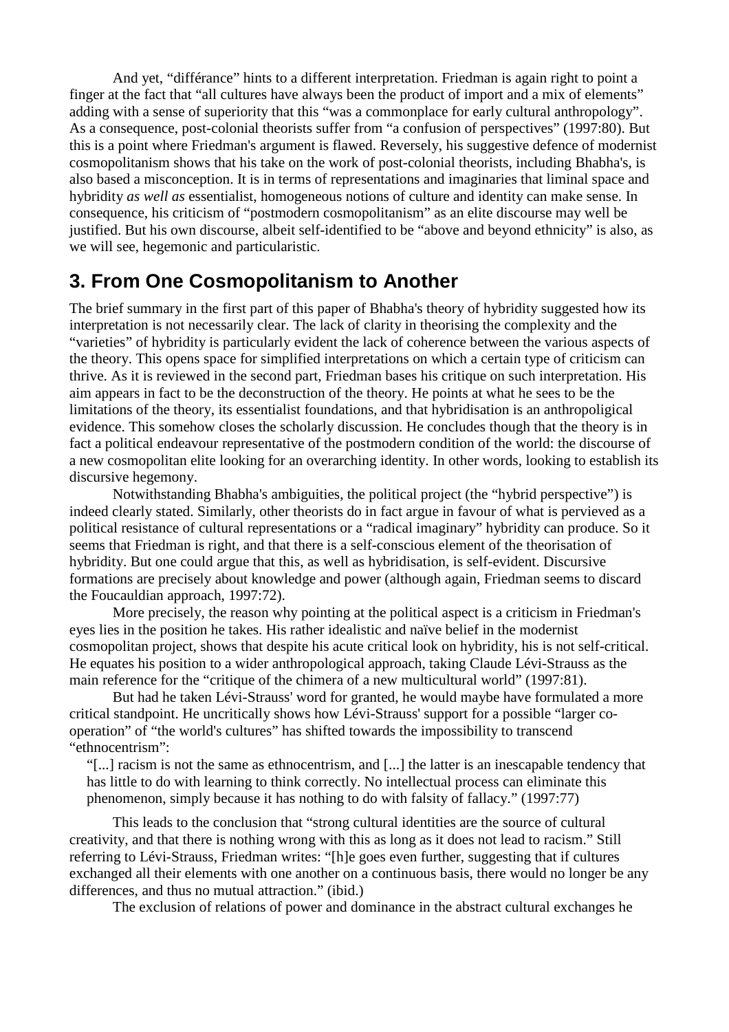And yet, “différance” hints to a different interpretation. Friedman is again right to point a finger at the fact that “all cultures have always been the product of import and a mix of elements” adding with a sense of superiority that this “was a commonplace for early cultural anthropology”. As a consequence, post-colonial theorists suffer from “a confusion of perspectives” (1997:80). But this is a point where Friedman's argument is flawed. Reversely, his suggestive defence of modernist cosmopolitanism shows that his take on the work of post-colonial theorists, including Bhabha's, is also based a misconception. It is in terms of representations and imaginaries that liminal space and hybridity *as well as* essentialist, homogeneous notions of culture and identity can make sense. In consequence, his criticism of “postmodern cosmopolitanism” as an elite discourse may well be justified. But his own discourse, albeit self-identified to be “above and beyond ethnicity” is also, as we will see, hegemonic and particularistic.

## 3. From One Cosmopolitanism to Another

The brief summary in the first part of this paper of Bhabha's theory of hybridity suggested how its interpretation is not necessarily clear. The lack of clarity in theorising the complexity and the “varieties” of hybridity is particularly evident the lack of coherence between the various aspects of the theory. This opens space for simplified interpretations on which a certain type of criticism can thrive. As it is reviewed in the second part, Friedman bases his critique on such interpretation. His aim appears in fact to be the deconstruction of the theory. He points at what he sees to be the limitations of the theory, its essentialist foundations, and that hybridisation is an anthropoligical evidence. This somehow closes the scholarly discussion. He concludes though that the theory is in fact a political endeavour representative of the postmodern condition of the world: the discourse of a new cosmopolitan elite looking for an overarching identity. In other words, looking to establish its discursive hegemony.

Notwithstanding Bhabha's ambiguities, the political project (the “hybrid perspective”) is indeed clearly stated. Similarly, other theorists do in fact argue in favour of what is pervieved as a political resistance of cultural representations or a “radical imaginary” hybridity can produce. So it seems that Friedman is right, and that there is a self-conscious element of the theorisation of hybridity. But one could argue that this, as well as hybridisation, is self-evident. Discursive formations are precisely about knowledge and power (although again, Friedman seems to discard the Foucauldian approach, 1997:72).

More precisely, the reason why pointing at the political aspect is a criticism in Friedman's eyes lies in the position he takes. His rather idealistic and naïve belief in the modernist cosmopolitan project, shows that despite his acute critical look on hybridity, his is not self-critical. He equates his position to a wider anthropological approach, taking Claude Lévi-Strauss as the main reference for the “critique of the chimera of a new multicultural world” (1997:81).

But had he taken Lévi-Strauss' word for granted, he would maybe have formulated a more critical standpoint. He uncritically shows how Lévi-Strauss' support for a possible “larger co-operation” of “the world's cultures” has shifted towards the impossibility to transcend “ethnocentrism”:

> “[...] racism is not the same as ethnocentrism, and [...] the latter is an inescapable tendency that has little to do with learning to think correctly. No intellectual process can eliminate this phenomenon, simply because it has nothing to do with falsity of fallacy.” (1997:77)

This leads to the conclusion that “strong cultural identities are the source of cultural creativity, and that there is nothing wrong with this as long as it does not lead to racism.” Still referring to Lévi-Strauss, Friedman writes: “[h]e goes even further, suggesting that if cultures exchanged all their elements with one another on a continuous basis, there would no longer be any differences, and thus no mutual attraction.” (ibid.)

The exclusion of relations of power and dominance in the abstract cultural exchanges he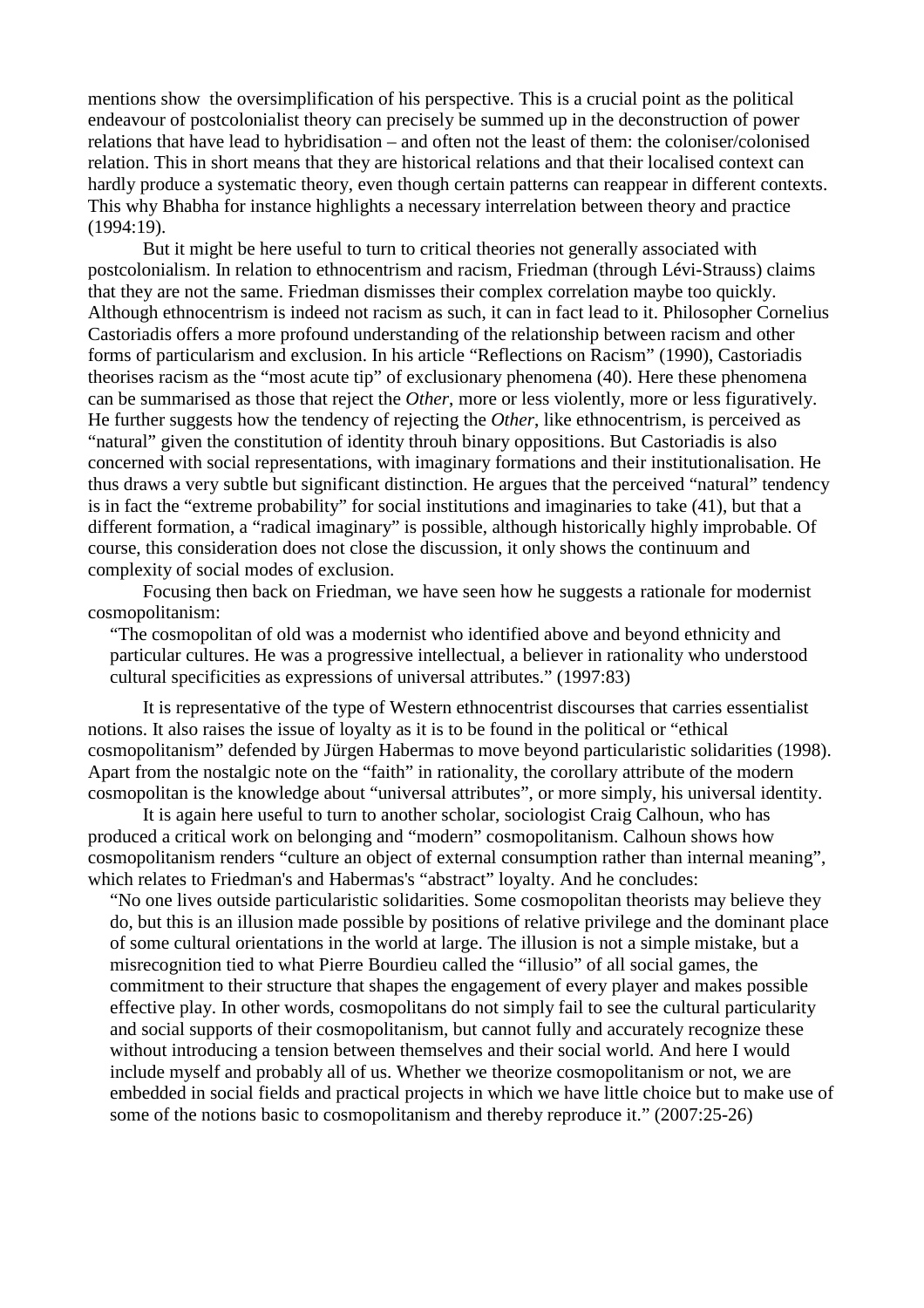mentions show the oversimplification of his perspective. This is a crucial point as the political endeavour of postcolonialist theory can precisely be summed up in the deconstruction of power relations that have lead to hybridisation – and often not the least of them: the coloniser/colonised relation. This in short means that they are historical relations and that their localised context can hardly produce a systematic theory, even though certain patterns can reappear in different contexts. This why Bhabha for instance highlights a necessary interrelation between theory and practice (1994:19).

But it might be here useful to turn to critical theories not generally associated with postcolonialism. In relation to ethnocentrism and racism, Friedman (through Lévi-Strauss) claims that they are not the same. Friedman dismisses their complex correlation maybe too quickly. Although ethnocentrism is indeed not racism as such, it can in fact lead to it. Philosopher Cornelius Castoriadis offers a more profound understanding of the relationship between racism and other forms of particularism and exclusion. In his article "Reflections on Racism" (1990), Castoriadis theorises racism as the "most acute tip" of exclusionary phenomena (40). Here these phenomena can be summarised as those that reject the *Other*, more or less violently, more or less figuratively. He further suggests how the tendency of rejecting the *Other*, like ethnocentrism, is perceived as "natural" given the constitution of identity throuh binary oppositions. But Castoriadis is also concerned with social representations, with imaginary formations and their institutionalisation. He thus draws a very subtle but significant distinction. He argues that the perceived "natural" tendency is in fact the "extreme probability" for social institutions and imaginaries to take (41), but that a different formation, a "radical imaginary" is possible, although historically highly improbable. Of course, this consideration does not close the discussion, it only shows the continuum and complexity of social modes of exclusion.

Focusing then back on Friedman, we have seen how he suggests a rationale for modernist cosmopolitanism:

> "The cosmopolitan of old was a modernist who identified above and beyond ethnicity and particular cultures. He was a progressive intellectual, a believer in rationality who understood cultural specificities as expressions of universal attributes." (1997:83)

It is representative of the type of Western ethnocentrist discourses that carries essentialist notions. It also raises the issue of loyalty as it is to be found in the political or "ethical cosmopolitanism" defended by Jürgen Habermas to move beyond particularistic solidarities (1998). Apart from the nostalgic note on the "faith" in rationality, the corollary attribute of the modern cosmopolitan is the knowledge about "universal attributes", or more simply, his universal identity.

It is again here useful to turn to another scholar, sociologist Craig Calhoun, who has produced a critical work on belonging and "modern" cosmopolitanism. Calhoun shows how cosmopolitanism renders "culture an object of external consumption rather than internal meaning", which relates to Friedman's and Habermas's "abstract" loyalty. And he concludes:

> "No one lives outside particularistic solidarities. Some cosmopolitan theorists may believe they do, but this is an illusion made possible by positions of relative privilege and the dominant place of some cultural orientations in the world at large. The illusion is not a simple mistake, but a misrecognition tied to what Pierre Bourdieu called the "illusio" of all social games, the commitment to their structure that shapes the engagement of every player and makes possible effective play. In other words, cosmopolitans do not simply fail to see the cultural particularity and social supports of their cosmopolitanism, but cannot fully and accurately recognize these without introducing a tension between themselves and their social world. And here I would include myself and probably all of us. Whether we theorize cosmopolitanism or not, we are embedded in social fields and practical projects in which we have little choice but to make use of some of the notions basic to cosmopolitanism and thereby reproduce it." (2007:25-26)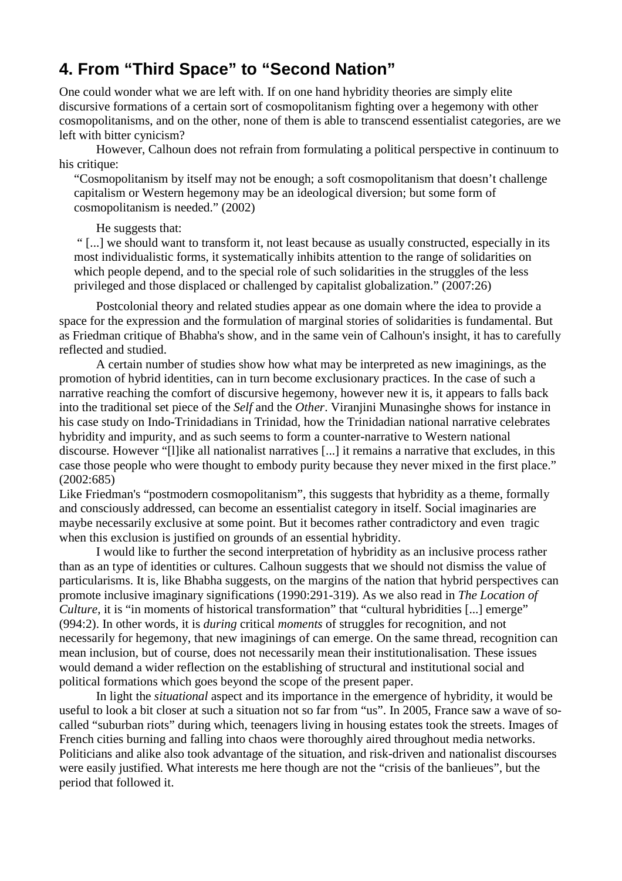## 4. From “Third Space” to “Second Nation”

One could wonder what we are left with. If on one hand hybridity theories are simply elite discursive formations of a certain sort of cosmopolitanism fighting over a hegemony with other cosmopolitanisms, and on the other, none of them is able to transcend essentialist categories, are we left with bitter cynicism?

However, Calhoun does not refrain from formulating a political perspective in continuum to his critique:

> “Cosmopolitanism by itself may not be enough; a soft cosmopolitanism that doesn’t challenge capitalism or Western hegemony may be an ideological diversion; but some form of cosmopolitanism is needed.” (2002)

He suggests that:

> “ [...] we should want to transform it, not least because as usually constructed, especially in its most individualistic forms, it systematically inhibits attention to the range of solidarities on which people depend, and to the special role of such solidarities in the struggles of the less privileged and those displaced or challenged by capitalist globalization.” (2007:26)

Postcolonial theory and related studies appear as one domain where the idea to provide a space for the expression and the formulation of marginal stories of solidarities is fundamental. But as Friedman critique of Bhabha's show, and in the same vein of Calhoun's insight, it has to carefully reflected and studied.

A certain number of studies show how what may be interpreted as new imaginings, as the promotion of hybrid identities, can in turn become exclusionary practices. In the case of such a narrative reaching the comfort of discursive hegemony, however new it is, it appears to falls back into the traditional set piece of the *Self* and the *Other*. Viranjini Munasinghe shows for instance in his case study on Indo-Trinidadians in Trinidad, how the Trinidadian national narrative celebrates hybridity and impurity, and as such seems to form a counter-narrative to Western national discourse. However “[l]ike all nationalist narratives [...] it remains a narrative that excludes, in this case those people who were thought to embody purity because they never mixed in the first place.” (2002:685)

Like Friedman's “postmodern cosmopolitanism”, this suggests that hybridity as a theme, formally and consciously addressed, can become an essentialist category in itself. Social imaginaries are maybe necessarily exclusive at some point. But it becomes rather contradictory and even tragic when this exclusion is justified on grounds of an essential hybridity.

I would like to further the second interpretation of hybridity as an inclusive process rather than as an type of identities or cultures. Calhoun suggests that we should not dismiss the value of particularisms. It is, like Bhabha suggests, on the margins of the nation that hybrid perspectives can promote inclusive imaginary significations (1990:291-319). As we also read in *The Location of Culture*, it is “in moments of historical transformation” that “cultural hybridities [...] emerge” (994:2). In other words, it is *during* critical *moments* of struggles for recognition, and not necessarily for hegemony, that new imaginings of can emerge. On the same thread, recognition can mean inclusion, but of course, does not necessarily mean their institutionalisation. These issues would demand a wider reflection on the establishing of structural and institutional social and political formations which goes beyond the scope of the present paper.

In light the *situational* aspect and its importance in the emergence of hybridity, it would be useful to look a bit closer at such a situation not so far from “us”. In 2005, France saw a wave of so-called “suburban riots” during which, teenagers living in housing estates took the streets. Images of French cities burning and falling into chaos were thoroughly aired throughout media networks. Politicians and alike also took advantage of the situation, and risk-driven and nationalist discourses were easily justified. What interests me here though are not the “crisis of the banlieues”, but the period that followed it.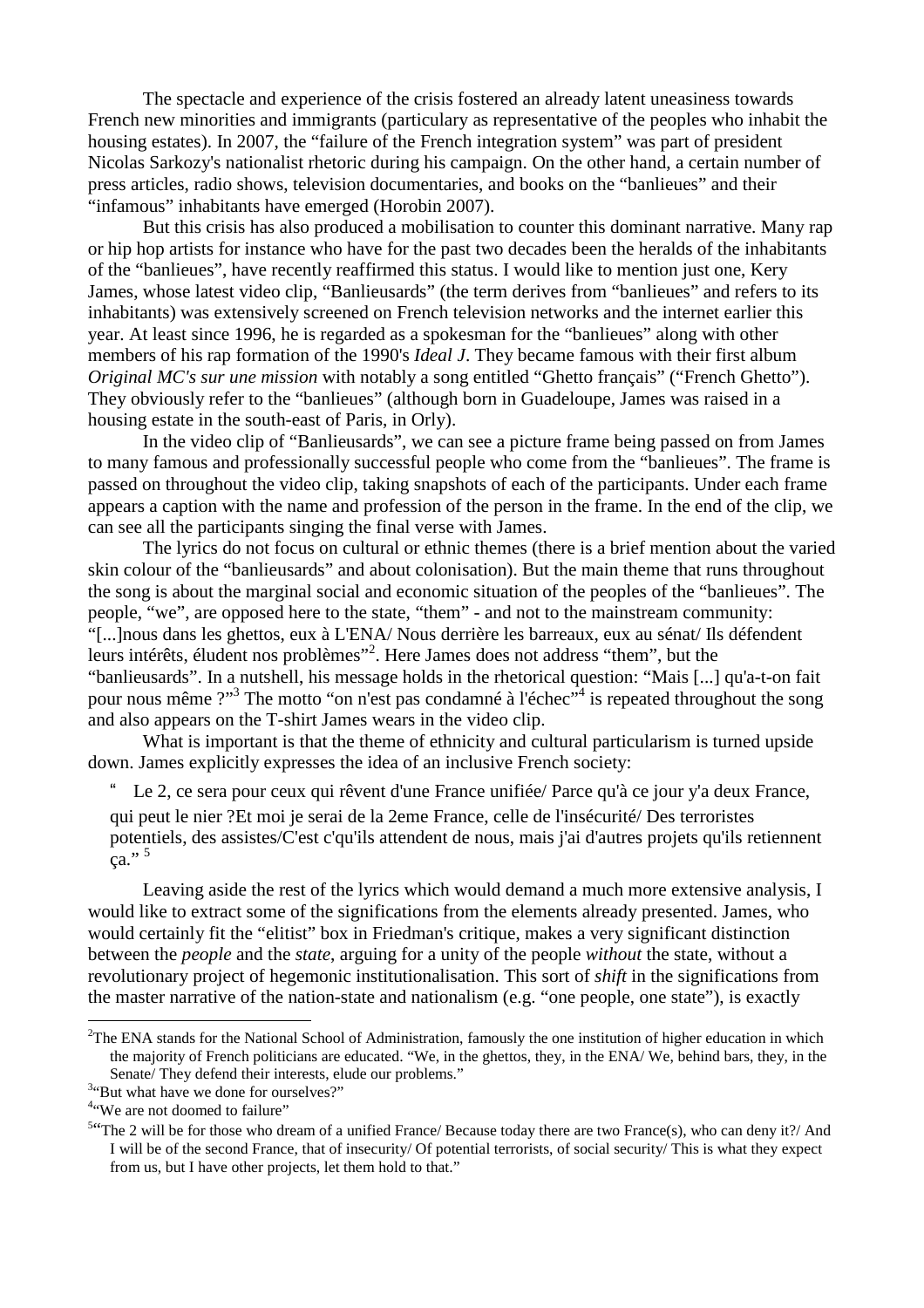The spectacle and experience of the crisis fostered an already latent uneasiness towards French new minorities and immigrants (particulary as representative of the peoples who inhabit the housing estates). In 2007, the "failure of the French integration system" was part of president Nicolas Sarkozy's nationalist rhetoric during his campaign. On the other hand, a certain number of press articles, radio shows, television documentaries, and books on the "banlieues" and their "infamous" inhabitants have emerged (Horobin 2007).

But this crisis has also produced a mobilisation to counter this dominant narrative. Many rap or hip hop artists for instance who have for the past two decades been the heralds of the inhabitants of the "banlieues", have recently reaffirmed this status. I would like to mention just one, Kery James, whose latest video clip, "Banlieusards" (the term derives from "banlieues" and refers to its inhabitants) was extensively screened on French television networks and the internet earlier this year. At least since 1996, he is regarded as a spokesman for the "banlieues" along with other members of his rap formation of the 1990's *Ideal J*. They became famous with their first album *Original MC's sur une mission* with notably a song entitled "Ghetto français" ("French Ghetto"). They obviously refer to the "banlieues" (although born in Guadeloupe, James was raised in a housing estate in the south-east of Paris, in Orly).

In the video clip of "Banlieusards", we can see a picture frame being passed on from James to many famous and professionally successful people who come from the "banlieues". The frame is passed on throughout the video clip, taking snapshots of each of the participants. Under each frame appears a caption with the name and profession of the person in the frame. In the end of the clip, we can see all the participants singing the final verse with James.

The lyrics do not focus on cultural or ethnic themes (there is a brief mention about the varied skin colour of the "banlieusards" and about colonisation). But the main theme that runs throughout the song is about the marginal social and economic situation of the peoples of the "banlieues". The people, "we", are opposed here to the state, "them" - and not to the mainstream community: "[...]nous dans les ghettos, eux à L'ENA/ Nous derrière les barreaux, eux au sénat/ Ils défendent leurs intérêts, éludent nos problèmes"[2]. Here James does not address "them", but the "banlieusards". In a nutshell, his message holds in the rhetorical question: "Mais [...] qu'a-t-on fait pour nous même ?"[3] The motto "on n'est pas condamné à l'échec"[4] is repeated throughout the song and also appears on the T-shirt James wears in the video clip.

What is important is that the theme of ethnicity and cultural particularism is turned upside down. James explicitly expresses the idea of an inclusive French society:

> " Le 2, ce sera pour ceux qui rêvent d'une France unifiée/ Parce qu'à ce jour y'a deux France, qui peut le nier ?Et moi je serai de la 2eme France, celle de l'insécurité/ Des terroristes potentiels, des assistes/C'est c'qu'ils attendent de nous, mais j'ai d'autres projets qu'ils retiennent ça." [5]

Leaving aside the rest of the lyrics which would demand a much more extensive analysis, I would like to extract some of the significations from the elements already presented. James, who would certainly fit the "elitist" box in Friedman's critique, makes a very significant distinction between the *people* and the *state*, arguing for a unity of the people *without* the state, without a revolutionary project of hegemonic institutionalisation. This sort of *shift* in the significations from the master narrative of the nation-state and nationalism (e.g. "one people, one state"), is exactly

---

[2] The ENA stands for the National School of Administration, famously the one institution of higher education in which the majority of French politicians are educated. "We, in the ghettos, they, in the ENA/ We, behind bars, they, in the Senate/ They defend their interests, elude our problems."

[3] "But what have we done for ourselves?"

[4] "We are not doomed to failure"

[5] "The 2 will be for those who dream of a unified France/ Because today there are two France(s), who can deny it?/ And I will be of the second France, that of insecurity/ Of potential terrorists, of social security/ This is what they expect from us, but I have other projects, let them hold to that."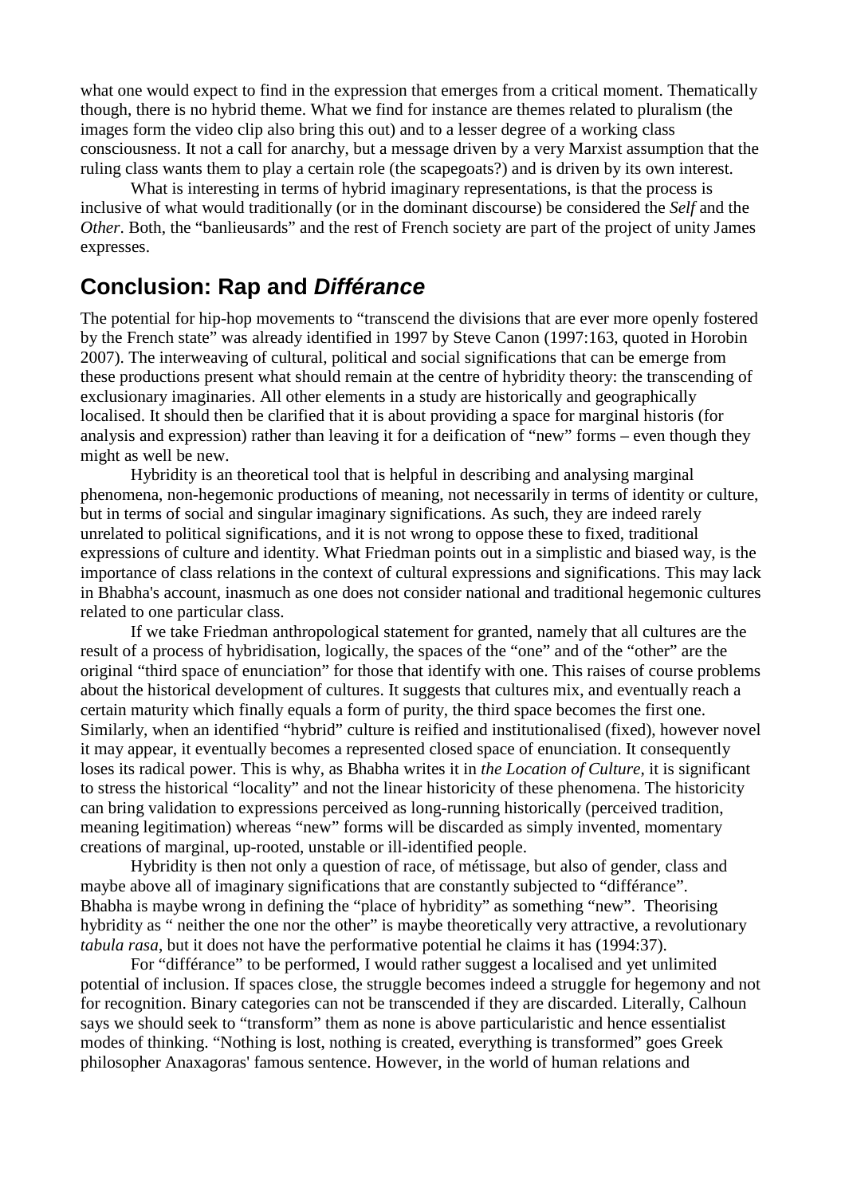what one would expect to find in the expression that emerges from a critical moment. Thematically though, there is no hybrid theme. What we find for instance are themes related to pluralism (the images form the video clip also bring this out) and to a lesser degree of a working class consciousness. It not a call for anarchy, but a message driven by a very Marxist assumption that the ruling class wants them to play a certain role (the scapegoats?) and is driven by its own interest.

What is interesting in terms of hybrid imaginary representations, is that the process is inclusive of what would traditionally (or in the dominant discourse) be considered the *Self* and the *Other*. Both, the "banlieusards" and the rest of French society are part of the project of unity James expresses.

## Conclusion: Rap and *Différance*

The potential for hip-hop movements to "transcend the divisions that are ever more openly fostered by the French state" was already identified in 1997 by Steve Canon (1997:163, quoted in Horobin 2007). The interweaving of cultural, political and social significations that can be emerge from these productions present what should remain at the centre of hybridity theory: the transcending of exclusionary imaginaries. All other elements in a study are historically and geographically localised. It should then be clarified that it is about providing a space for marginal historis (for analysis and expression) rather than leaving it for a deification of "new" forms – even though they might as well be new.

Hybridity is an theoretical tool that is helpful in describing and analysing marginal phenomena, non-hegemonic productions of meaning, not necessarily in terms of identity or culture, but in terms of social and singular imaginary significations. As such, they are indeed rarely unrelated to political significations, and it is not wrong to oppose these to fixed, traditional expressions of culture and identity. What Friedman points out in a simplistic and biased way, is the importance of class relations in the context of cultural expressions and significations. This may lack in Bhabha's account, inasmuch as one does not consider national and traditional hegemonic cultures related to one particular class.

If we take Friedman anthropological statement for granted, namely that all cultures are the result of a process of hybridisation, logically, the spaces of the "one" and of the "other" are the original "third space of enunciation" for those that identify with one. This raises of course problems about the historical development of cultures. It suggests that cultures mix, and eventually reach a certain maturity which finally equals a form of purity, the third space becomes the first one. Similarly, when an identified "hybrid" culture is reified and institutionalised (fixed), however novel it may appear, it eventually becomes a represented closed space of enunciation. It consequently loses its radical power. This is why, as Bhabha writes it in *the Location of Culture,* it is significant to stress the historical "locality" and not the linear historicity of these phenomena. The historicity can bring validation to expressions perceived as long-running historically (perceived tradition, meaning legitimation) whereas "new" forms will be discarded as simply invented, momentary creations of marginal, up-rooted, unstable or ill-identified people.

Hybridity is then not only a question of race, of métissage, but also of gender, class and maybe above all of imaginary significations that are constantly subjected to "différance". Bhabha is maybe wrong in defining the "place of hybridity" as something "new". Theorising hybridity as " neither the one nor the other" is maybe theoretically very attractive, a revolutionary *tabula rasa*, but it does not have the performative potential he claims it has (1994:37).

For "différance" to be performed, I would rather suggest a localised and yet unlimited potential of inclusion. If spaces close, the struggle becomes indeed a struggle for hegemony and not for recognition. Binary categories can not be transcended if they are discarded. Literally, Calhoun says we should seek to "transform" them as none is above particularistic and hence essentialist modes of thinking. "Nothing is lost, nothing is created, everything is transformed" goes Greek philosopher Anaxagoras' famous sentence. However, in the world of human relations and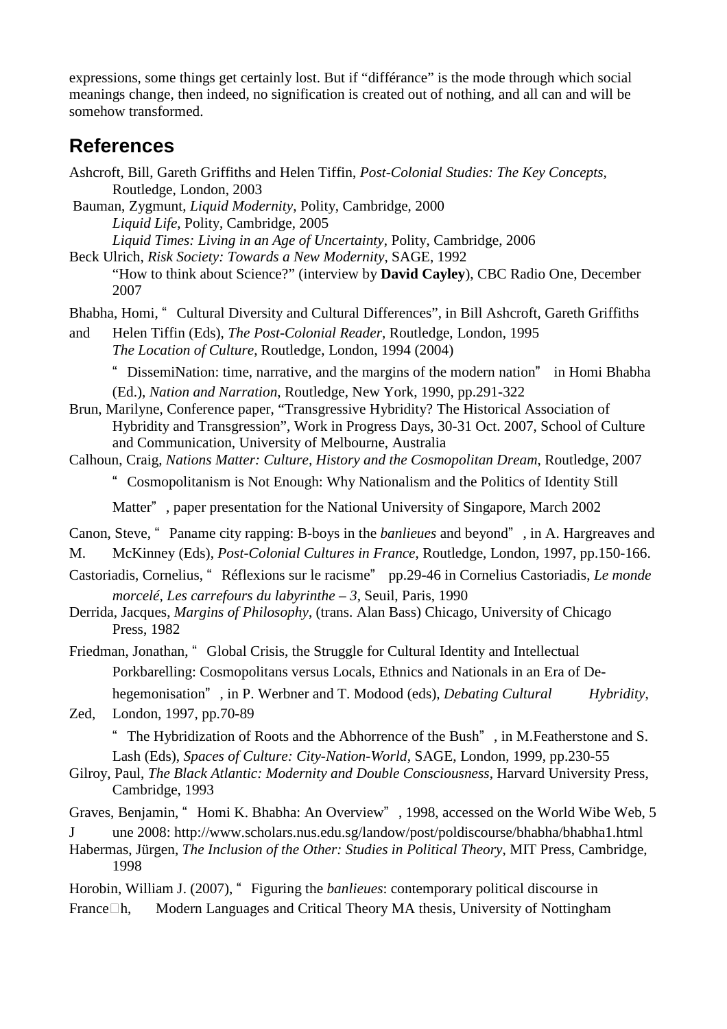expressions, some things get certainly lost. But if "différance" is the mode through which social meanings change, then indeed, no signification is created out of nothing, and all can and will be somehow transformed.

## References

Ashcroft, Bill, Gareth Griffiths and Helen Tiffin, *Post-Colonial Studies: The Key Concepts*, Routledge, London, 2003

Bauman, Zygmunt, *Liquid Modernity*, Polity, Cambridge, 2000

*Liquid Life*, Polity, Cambridge, 2005

*Liquid Times: Living in an Age of Uncertainty*, Polity, Cambridge, 2006

Beck Ulrich, *Risk Society: Towards a New Modernity*, SAGE, 1992

"How to think about Science?" (interview by **David Cayley**), CBC Radio One, December 2007

Bhabha, Homi, " Cultural Diversity and Cultural Differences", in Bill Ashcroft, Gareth Griffiths and Helen Tiffin (Eds), *The Post-Colonial Reader*, Routledge, London, 1995

*The Location of Culture*, Routledge, London, 1994 (2004)

" DissemiNation: time, narrative, and the margins of the modern nation" in Homi Bhabha (Ed.), *Nation and Narration*, Routledge, New York, 1990, pp.291-322

Brun, Marilyne, Conference paper, "Transgressive Hybridity? The Historical Association of Hybridity and Transgression", Work in Progress Days, 30-31 Oct. 2007, School of Culture and Communication, University of Melbourne, Australia

Calhoun, Craig, *Nations Matter: Culture, History and the Cosmopolitan Dream*, Routledge, 2007

" Cosmopolitanism is Not Enough: Why Nationalism and the Politics of Identity Still Matter" , paper presentation for the National University of Singapore, March 2002

Canon, Steve, " Paname city rapping: B-boys in the *banlieues* and beyond" , in A. Hargreaves and M. McKinney (Eds), *Post-Colonial Cultures in France*, Routledge, London, 1997, pp.150-166.

Castoriadis, Cornelius, " Réflexions sur le racisme" pp.29-46 in Cornelius Castoriadis, *Le monde morcelé, Les carrefours du labyrinthe – 3*, Seuil, Paris, 1990

Derrida, Jacques, *Margins of Philosophy*, (trans. Alan Bass) Chicago, University of Chicago Press, 1982

Friedman, Jonathan, " Global Crisis, the Struggle for Cultural Identity and Intellectual Porkbarelling: Cosmopolitans versus Locals, Ethnics and Nationals in an Era of De-hegemonisation" , in P. Werbner and T. Modood (eds), *Debating Cultural Hybridity*, Zed, London, 1997, pp.70-89

" The Hybridization of Roots and the Abhorrence of the Bush" , in M.Featherstone and S. Lash (Eds), *Spaces of Culture: City-Nation-World*, SAGE, London, 1999, pp.230-55

Gilroy, Paul, *The Black Atlantic: Modernity and Double Consciousness*, Harvard University Press, Cambridge, 1993

Graves, Benjamin, " Homi K. Bhabha: An Overview" , 1998, accessed on the World Wibe Web, 5 June 2008: http://www.scholars.nus.edu.sg/landow/post/poldiscourse/bhabha/bhabha1.html

Habermas, Jürgen, *The Inclusion of the Other: Studies in Political Theory*, MIT Press, Cambridge, 1998

Horobin, William J. (2007), " Figuring the *banlieues*: contemporary political discourse in France", Modern Languages and Critical Theory MA thesis, University of Nottingham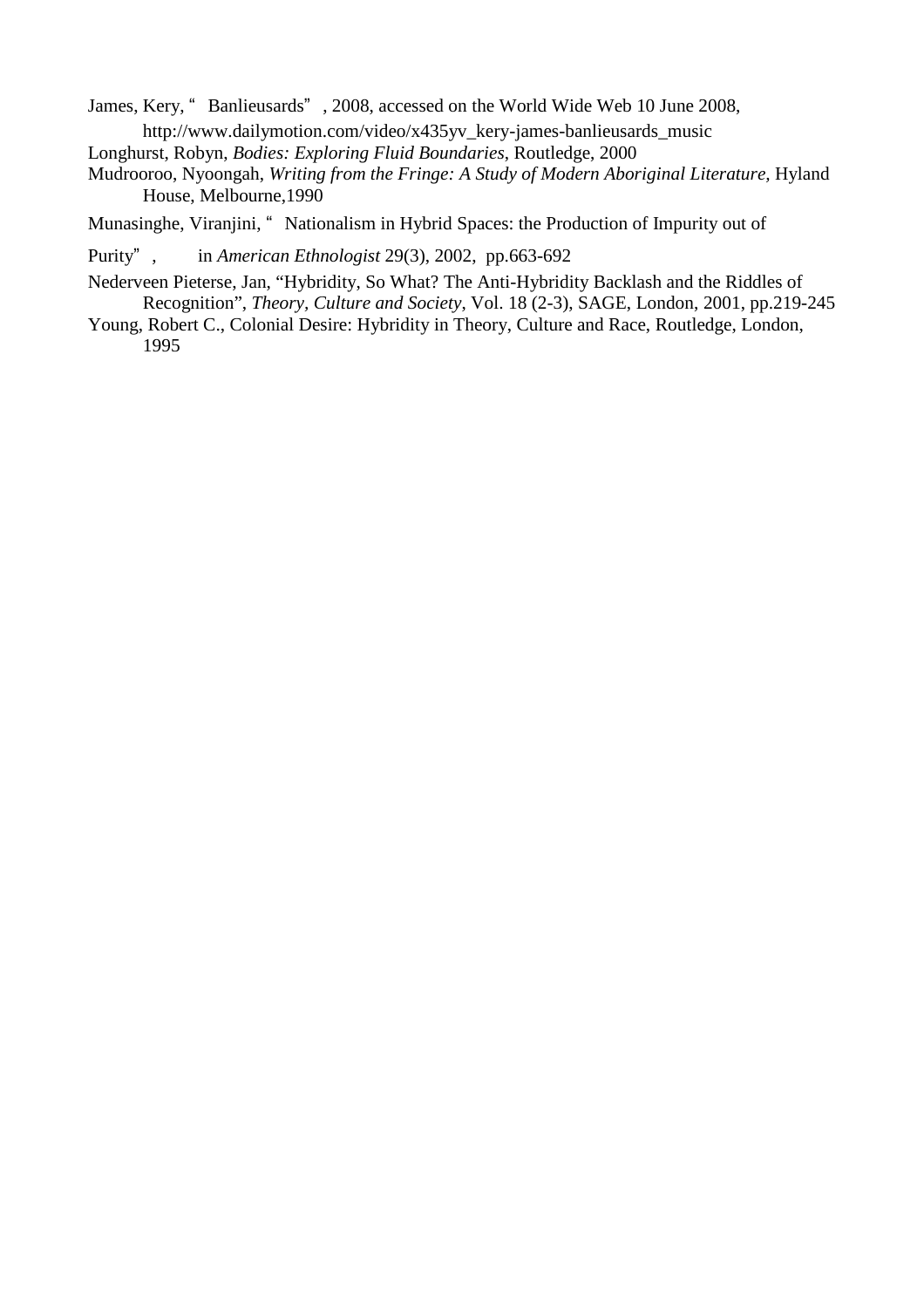James, Kery, "Banlieusards", 2008, accessed on the World Wide Web 10 June 2008, http://www.dailymotion.com/video/x435yv_kery-james-banlieusards_music

Longhurst, Robyn, *Bodies: Exploring Fluid Boundaries*, Routledge, 2000

Mudrooroo, Nyoongah, *Writing from the Fringe: A Study of Modern Aboriginal Literature*, Hyland House, Melbourne,1990

Munasinghe, Viranjini, "Nationalism in Hybrid Spaces: the Production of Impurity out of Purity", in *American Ethnologist* 29(3), 2002, pp.663-692

Nederveen Pieterse, Jan, "Hybridity, So What? The Anti-Hybridity Backlash and the Riddles of Recognition", *Theory, Culture and Society*, Vol. 18 (2-3), SAGE, London, 2001, pp.219-245

Young, Robert C., Colonial Desire: Hybridity in Theory, Culture and Race, Routledge, London, 1995